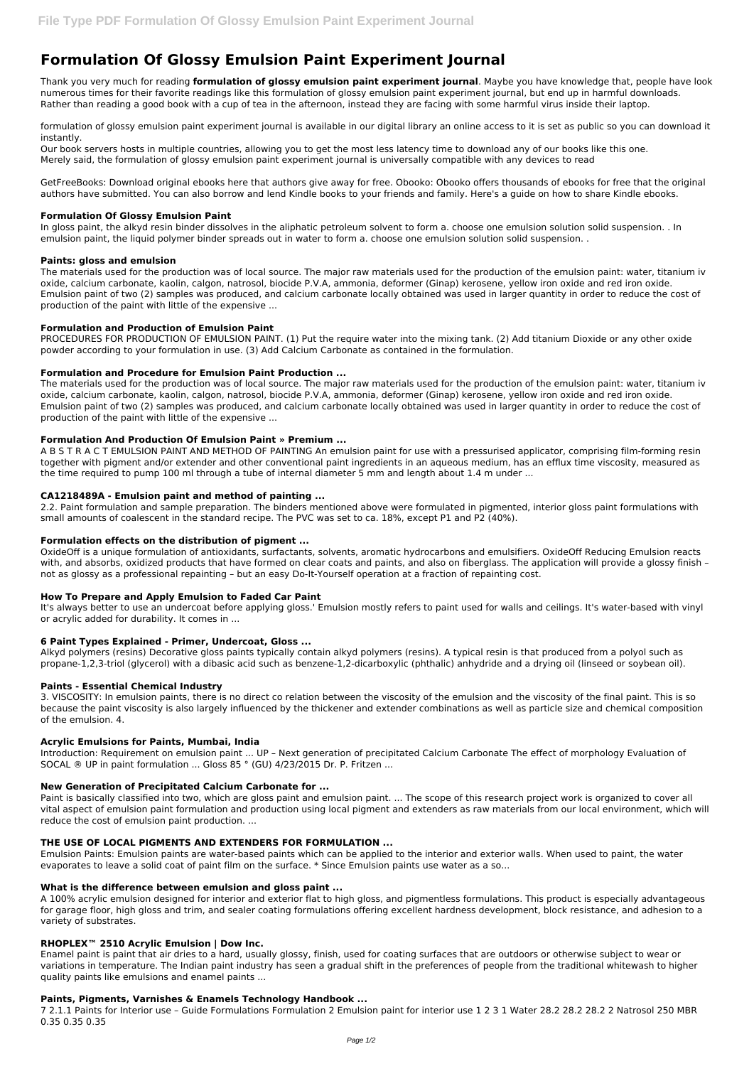# Formulation Of Glossy Emulsion Paint Experiment Journal

Thank you very much for reading **formulation of glossy emulsion paint experiment journal**. Maybe you have knowledge that, people have look numerous times for their favorite readings like this formulation of glossy emulsion paint experiment journal, but end up in harmful downloads. Rather than reading a good book with a cup of tea in the afternoon, instead they are facing with some harmful virus inside their laptop.

formulation of glossy emulsion paint experiment journal is available in our digital library an online access to it is set as public so you can download it instantly.

Our book servers hosts in multiple countries, allowing you to get the most less latency time to download any of our books like this one.

Merely said, the formulation of glossy emulsion paint experiment journal is universally compatible with any devices to read

GetFreeBooks: Download original ebooks here that authors give away for free. Obooko: Obooko offers thousands of ebooks for free that the original authors have submitted. You can also borrow and lend Kindle books to your friends and family. Here's a guide on how to share Kindle ebooks.

### Formulation Of Glossy Emulsion Paint

In gloss paint, the alkyd resin binder dissolves in the aliphatic petroleum solvent to form a. choose one emulsion solution solid suspension. . In emulsion paint, the liquid polymer binder spreads out in water to form a. choose one emulsion solution solid suspension. .

### Paints: gloss and emulsion

The materials used for the production was of local source. The major raw materials used for the production of the emulsion paint: water, titanium iv oxide, calcium carbonate, kaolin, calgon, natrosol, biocide P.V.A, ammonia, deformer (Ginap) kerosene, yellow iron oxide and red iron oxide. Emulsion paint of two (2) samples was produced, and calcium carbonate locally obtained was used in larger quantity in order to reduce the cost of production of the paint with little of the expensive ...

### Formulation and Production of Emulsion Paint

PROCEDURES FOR PRODUCTION OF EMULSION PAINT. (1) Put the require water into the mixing tank. (2) Add titanium Dioxide or any other oxide powder according to your formulation in use. (3) Add Calcium Carbonate as contained in the formulation.

### Formulation and Procedure for Emulsion Paint Production ...

The materials used for the production was of local source. The major raw materials used for the production of the emulsion paint: water, titanium iv oxide, calcium carbonate, kaolin, calgon, natrosol, biocide P.V.A, ammonia, deformer (Ginap) kerosene, yellow iron oxide and red iron oxide. Emulsion paint of two (2) samples was produced, and calcium carbonate locally obtained was used in larger quantity in order to reduce the cost of production of the paint with little of the expensive ...

### Formulation And Production Of Emulsion Paint » Premium ...

A B S T R A C T EMULSION PAINT AND METHOD OF PAINTING An emulsion paint for use with a pressurised applicator, comprising film-forming resin together with pigment and/or extender and other conventional paint ingredients in an aqueous medium, has an efflux time viscosity, measured as the time required to pump 100 ml through a tube of internal diameter 5 mm and length about 1.4 m under ...

### CA1218489A - Emulsion paint and method of painting ...

2.2. Paint formulation and sample preparation. The binders mentioned above were formulated in pigmented, interior gloss paint formulations with small amounts of coalescent in the standard recipe. The PVC was set to ca. 18%, except P1 and P2 (40%).

### Formulation effects on the distribution of pigment ...

OxideOff is a unique formulation of antioxidants, surfactants, solvents, aromatic hydrocarbons and emulsifiers. OxideOff Reducing Emulsion reacts with, and absorbs, oxidized products that have formed on clear coats and paints, and also on fiberglass. The application will provide a glossy finish – not as glossy as a professional repainting – but an easy Do-It-Yourself operation at a fraction of repainting cost.

### How To Prepare and Apply Emulsion to Faded Car Paint

It's always better to use an undercoat before applying gloss.' Emulsion mostly refers to paint used for walls and ceilings. It's water-based with vinyl or acrylic added for durability. It comes in ...

### 6 Paint Types Explained - Primer, Undercoat, Gloss ...

Alkyd polymers (resins) Decorative gloss paints typically contain alkyd polymers (resins). A typical resin is that produced from a polyol such as propane-1,2,3-triol (glycerol) with a dibasic acid such as benzene-1,2-dicarboxylic (phthalic) anhydride and a drying oil (linseed or soybean oil).

### Paints - Essential Chemical Industry

3. VISCOSITY: In emulsion paints, there is no direct co relation between the viscosity of the emulsion and the viscosity of the final paint. This is so because the paint viscosity is also largely influenced by the thickener and extender combinations as well as particle size and chemical composition of the emulsion. 4.

### Acrylic Emulsions for Paints, Mumbai, India

Introduction: Requirement on emulsion paint ... UP – Next generation of precipitated Calcium Carbonate The effect of morphology Evaluation of SOCAL ® UP in paint formulation ... Gloss 85 ° (GU) 4/23/2015 Dr. P. Fritzen ...

### New Generation of Precipitated Calcium Carbonate for ...

Paint is basically classified into two, which are gloss paint and emulsion paint. ... The scope of this research project work is organized to cover all vital aspect of emulsion paint formulation and production using local pigment and extenders as raw materials from our local environment, which will reduce the cost of emulsion paint production. ...

### THE USE OF LOCAL PIGMENTS AND EXTENDERS FOR FORMULATION ...

Emulsion Paints: Emulsion paints are water-based paints which can be applied to the interior and exterior walls. When used to paint, the water evaporates to leave a solid coat of paint film on the surface. * Since Emulsion paints use water as a so...

### What is the difference between emulsion and gloss paint ...

A 100% acrylic emulsion designed for interior and exterior flat to high gloss, and pigmentless formulations. This product is especially advantageous for garage floor, high gloss and trim, and sealer coating formulations offering excellent hardness development, block resistance, and adhesion to a variety of substrates.

### RHOPLEX™ 2510 Acrylic Emulsion | Dow Inc.

Enamel paint is paint that air dries to a hard, usually glossy, finish, used for coating surfaces that are outdoors or otherwise subject to wear or variations in temperature. The Indian paint industry has seen a gradual shift in the preferences of people from the traditional whitewash to higher quality paints like emulsions and enamel paints ...

### Paints, Pigments, Varnishes & Enamels Technology Handbook ...

7 2.1.1 Paints for Interior use – Guide Formulations Formulation 2 Emulsion paint for interior use 1 2 3 1 Water 28.2 28.2 28.2 2 Natrosol 250 MBR 0.35 0.35 0.35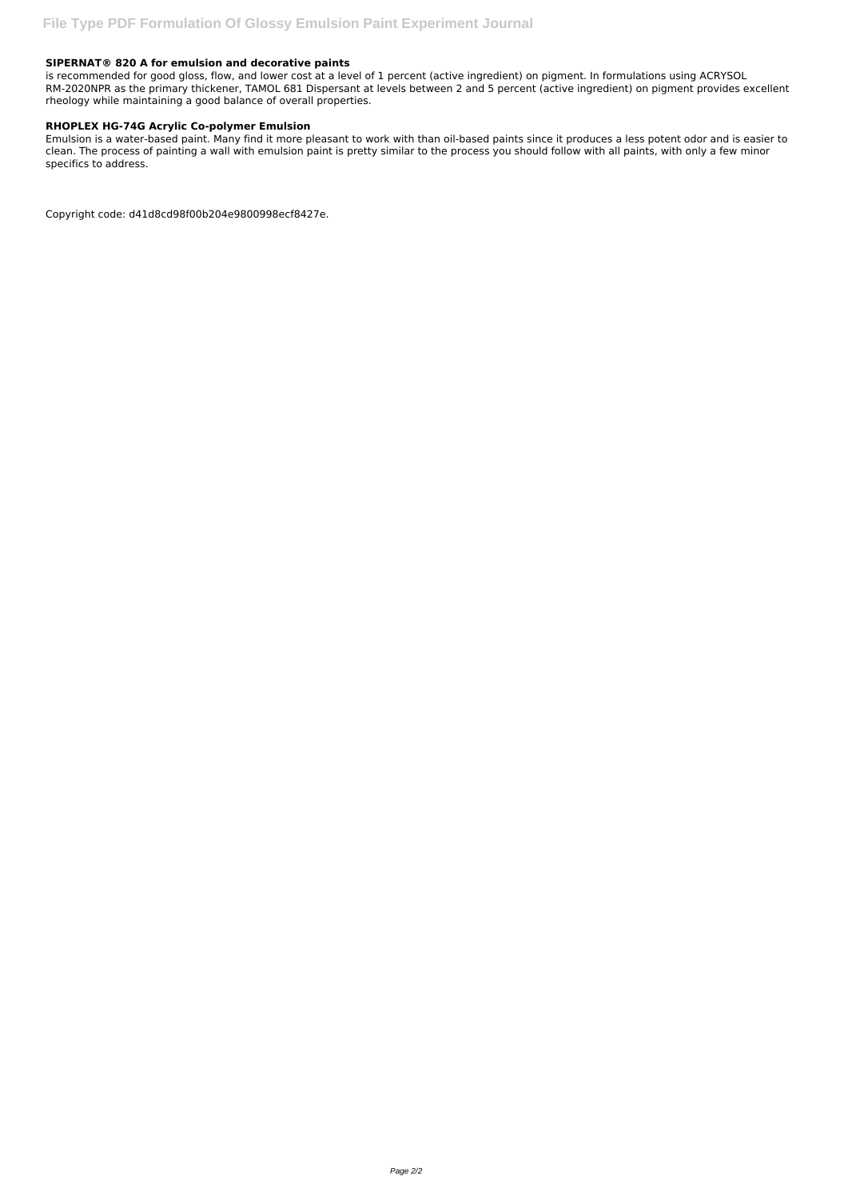**SIPERNAT® 820 A for emulsion and decorative paints**

is recommended for good gloss, flow, and lower cost at a level of 1 percent (active ingredient) on pigment. In formulations using ACRYSOL RM-2020NPR as the primary thickener, TAMOL 681 Dispersant at levels between 2 and 5 percent (active ingredient) on pigment provides excellent rheology while maintaining a good balance of overall properties.

**RHOPLEX HG-74G Acrylic Co-polymer Emulsion**

Emulsion is a water-based paint. Many find it more pleasant to work with than oil-based paints since it produces a less potent odor and is easier to clean. The process of painting a wall with emulsion paint is pretty similar to the process you should follow with all paints, with only a few minor specifics to address.

Copyright code: d41d8cd98f00b204e9800998ecf8427e.